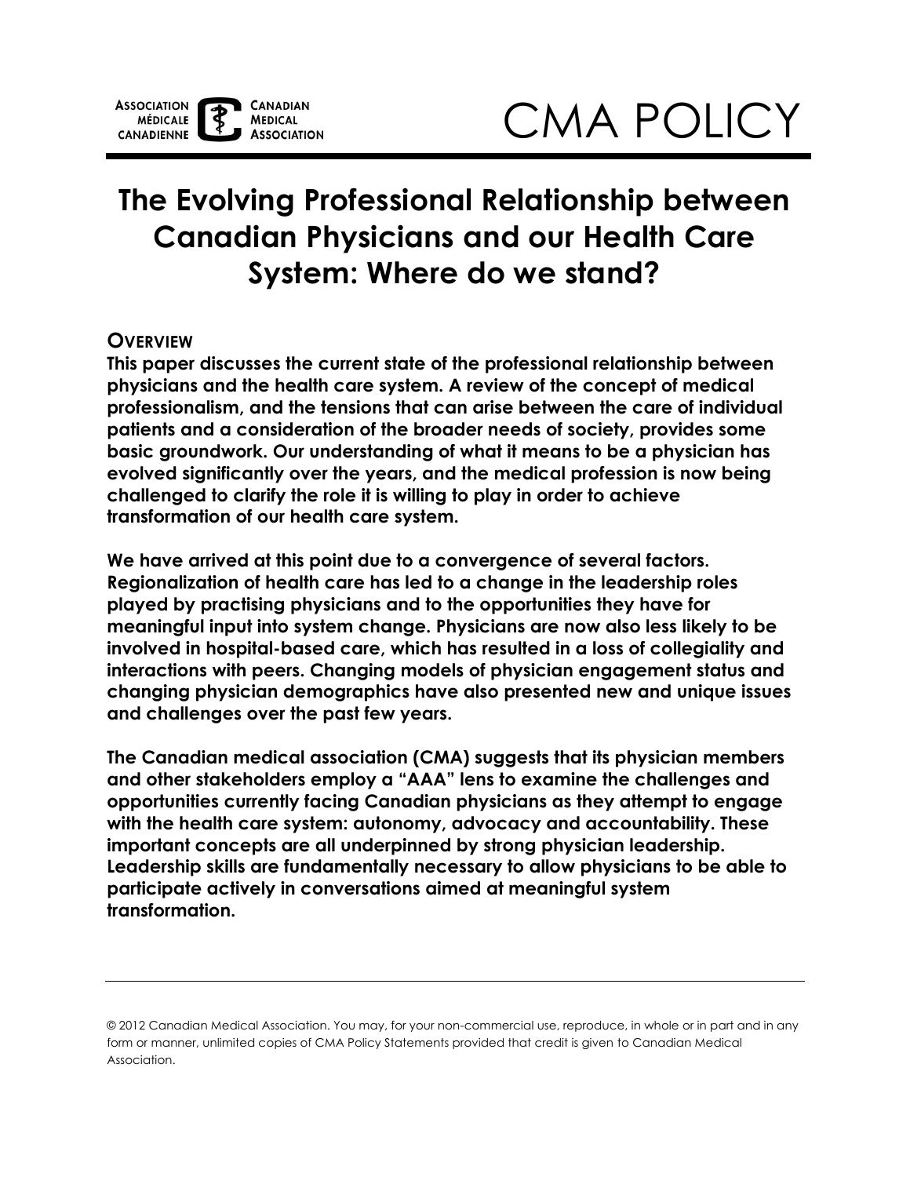ASSOCIATION MÉDICALE CANADIENNE | CANADIAN MEDICAL ASSOCIATION

CMA POLICY

# The Evolving Professional Relationship between Canadian Physicians and our Health Care System: Where do we stand?

## OVERVIEW

**This paper discusses the current state of the professional relationship between physicians and the health care system. A review of the concept of medical professionalism, and the tensions that can arise between the care of individual patients and a consideration of the broader needs of society, provides some basic groundwork. Our understanding of what it means to be a physician has evolved significantly over the years, and the medical profession is now being challenged to clarify the role it is willing to play in order to achieve transformation of our health care system.**

**We have arrived at this point due to a convergence of several factors. Regionalization of health care has led to a change in the leadership roles played by practising physicians and to the opportunities they have for meaningful input into system change. Physicians are now also less likely to be involved in hospital-based care, which has resulted in a loss of collegiality and interactions with peers. Changing models of physician engagement status and changing physician demographics have also presented new and unique issues and challenges over the past few years.**

**The Canadian medical association (CMA) suggests that its physician members and other stakeholders employ a "AAA" lens to examine the challenges and opportunities currently facing Canadian physicians as they attempt to engage with the health care system: autonomy, advocacy and accountability. These important concepts are all underpinned by strong physician leadership. Leadership skills are fundamentally necessary to allow physicians to be able to participate actively in conversations aimed at meaningful system transformation.**

---

© 2012 Canadian Medical Association. You may, for your non-commercial use, reproduce, in whole or in part and in any form or manner, unlimited copies of CMA Policy Statements provided that credit is given to Canadian Medical Association.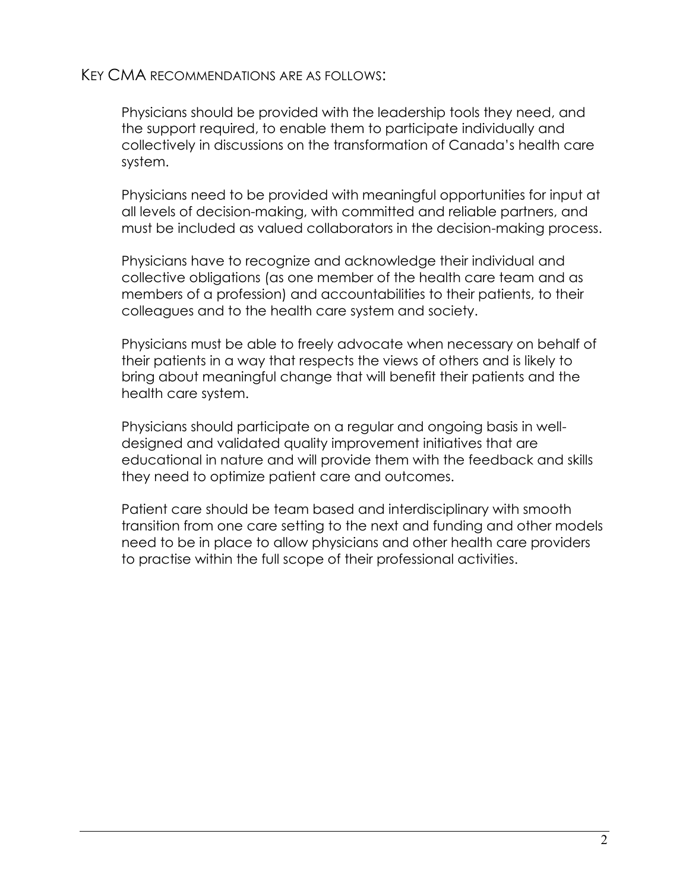## Key CMA recommendations are as follows:

Physicians should be provided with the leadership tools they need, and the support required, to enable them to participate individually and collectively in discussions on the transformation of Canada's health care system.

Physicians need to be provided with meaningful opportunities for input at all levels of decision-making, with committed and reliable partners, and must be included as valued collaborators in the decision-making process.

Physicians have to recognize and acknowledge their individual and collective obligations (as one member of the health care team and as members of a profession) and accountabilities to their patients, to their colleagues and to the health care system and society.

Physicians must be able to freely advocate when necessary on behalf of their patients in a way that respects the views of others and is likely to bring about meaningful change that will benefit their patients and the health care system.

Physicians should participate on a regular and ongoing basis in well-designed and validated quality improvement initiatives that are educational in nature and will provide them with the feedback and skills they need to optimize patient care and outcomes.

Patient care should be team based and interdisciplinary with smooth transition from one care setting to the next and funding and other models need to be in place to allow physicians and other health care providers to practise within the full scope of their professional activities.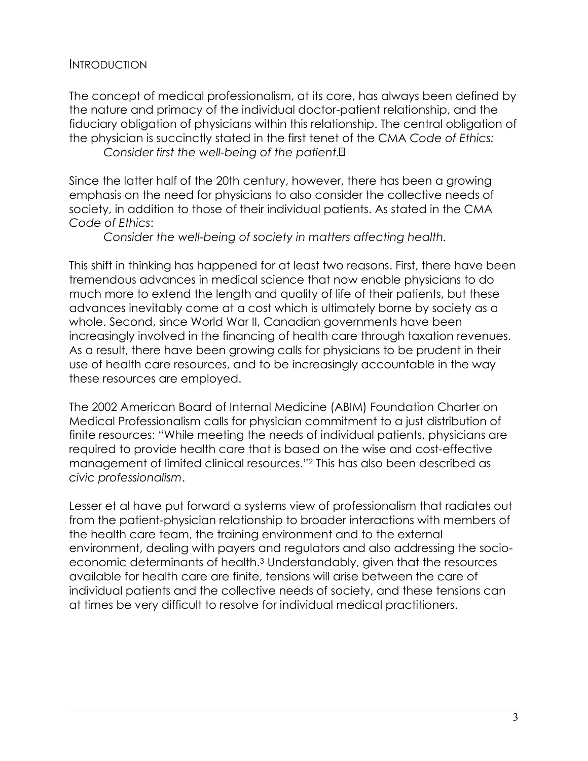## INTRODUCTION

The concept of medical professionalism, at its core, has always been defined by the nature and primacy of the individual doctor-patient relationship, and the fiduciary obligation of physicians within this relationship. The central obligation of the physician is succinctly stated in the first tenet of the CMA *Code of Ethics:*

> *Consider first the well-being of the patient.*[1]

Since the latter half of the 20th century, however, there has been a growing emphasis on the need for physicians to also consider the collective needs of society, in addition to those of their individual patients. As stated in the CMA *Code of Ethics*:

> *Consider the well-being of society in matters affecting health.*

This shift in thinking has happened for at least two reasons. First, there have been tremendous advances in medical science that now enable physicians to do much more to extend the length and quality of life of their patients, but these advances inevitably come at a cost which is ultimately borne by society as a whole. Second, since World War II, Canadian governments have been increasingly involved in the financing of health care through taxation revenues. As a result, there have been growing calls for physicians to be prudent in their use of health care resources, and to be increasingly accountable in the way these resources are employed.

The 2002 American Board of Internal Medicine (ABIM) Foundation Charter on Medical Professionalism calls for physician commitment to a just distribution of finite resources: "While meeting the needs of individual patients, physicians are required to provide health care that is based on the wise and cost-effective management of limited clinical resources."[2] This has also been described as *civic professionalism*.

Lesser et al have put forward a systems view of professionalism that radiates out from the patient-physician relationship to broader interactions with members of the health care team, the training environment and to the external environment, dealing with payers and regulators and also addressing the socio-economic determinants of health.[3] Understandably, given that the resources available for health care are finite, tensions will arise between the care of individual patients and the collective needs of society, and these tensions can at times be very difficult to resolve for individual medical practitioners.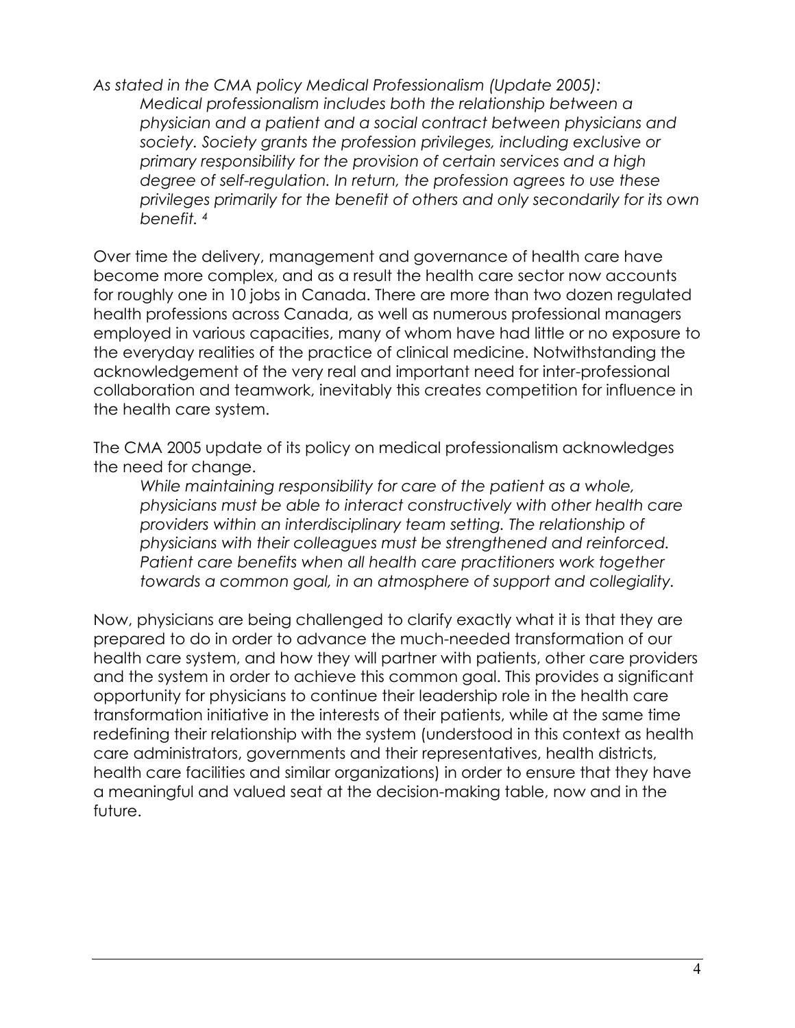*As stated in the CMA policy Medical Professionalism (Update 2005):*

> *Medical professionalism includes both the relationship between a physician and a patient and a social contract between physicians and society. Society grants the profession privileges, including exclusive or primary responsibility for the provision of certain services and a high degree of self-regulation. In return, the profession agrees to use these privileges primarily for the benefit of others and only secondarily for its own benefit.* [4]

Over time the delivery, management and governance of health care have become more complex, and as a result the health care sector now accounts for roughly one in 10 jobs in Canada. There are more than two dozen regulated health professions across Canada, as well as numerous professional managers employed in various capacities, many of whom have had little or no exposure to the everyday realities of the practice of clinical medicine. Notwithstanding the acknowledgement of the very real and important need for inter-professional collaboration and teamwork, inevitably this creates competition for influence in the health care system.

The CMA 2005 update of its policy on medical professionalism acknowledges the need for change.

> *While maintaining responsibility for care of the patient as a whole, physicians must be able to interact constructively with other health care providers within an interdisciplinary team setting. The relationship of physicians with their colleagues must be strengthened and reinforced. Patient care benefits when all health care practitioners work together towards a common goal, in an atmosphere of support and collegiality.*

Now, physicians are being challenged to clarify exactly what it is that they are prepared to do in order to advance the much-needed transformation of our health care system, and how they will partner with patients, other care providers and the system in order to achieve this common goal. This provides a significant opportunity for physicians to continue their leadership role in the health care transformation initiative in the interests of their patients, while at the same time redefining their relationship with the system (understood in this context as health care administrators, governments and their representatives, health districts, health care facilities and similar organizations) in order to ensure that they have a meaningful and valued seat at the decision-making table, now and in the future.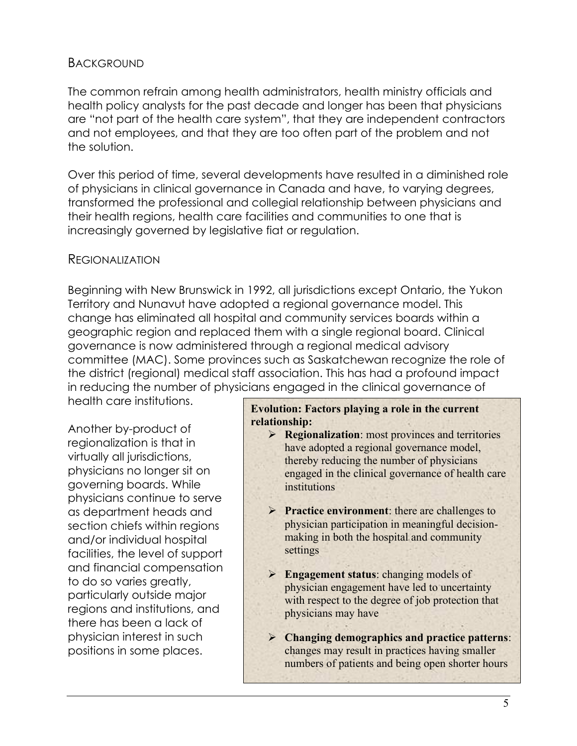## Background

The common refrain among health administrators, health ministry officials and health policy analysts for the past decade and longer has been that physicians are "not part of the health care system", that they are independent contractors and not employees, and that they are too often part of the problem and not the solution.

Over this period of time, several developments have resulted in a diminished role of physicians in clinical governance in Canada and have, to varying degrees, transformed the professional and collegial relationship between physicians and their health regions, health care facilities and communities to one that is increasingly governed by legislative fiat or regulation.

## Regionalization

Beginning with New Brunswick in 1992, all jurisdictions except Ontario, the Yukon Territory and Nunavut have adopted a regional governance model. This change has eliminated all hospital and community services boards within a geographic region and replaced them with a single regional board. Clinical governance is now administered through a regional medical advisory committee (MAC). Some provinces such as Saskatchewan recognize the role of the district (regional) medical staff association. This has had a profound impact in reducing the number of physicians engaged in the clinical governance of health care institutions.

Another by-product of regionalization is that in virtually all jurisdictions, physicians no longer sit on governing boards. While physicians continue to serve as department heads and section chiefs within regions and/or individual hospital facilities, the level of support and financial compensation to do so varies greatly, particularly outside major regions and institutions, and there has been a lack of physician interest in such positions in some places.

**Evolution: Factors playing a role in the current relationship:**

- **Regionalization**: most provinces and territories have adopted a regional governance model, thereby reducing the number of physicians engaged in the clinical governance of health care institutions
- **Practice environment**: there are challenges to physician participation in meaningful decision-making in both the hospital and community settings
- **Engagement status**: changing models of physician engagement have led to uncertainty with respect to the degree of job protection that physicians may have
- **Changing demographics and practice patterns**: changes may result in practices having smaller numbers of patients and being open shorter hours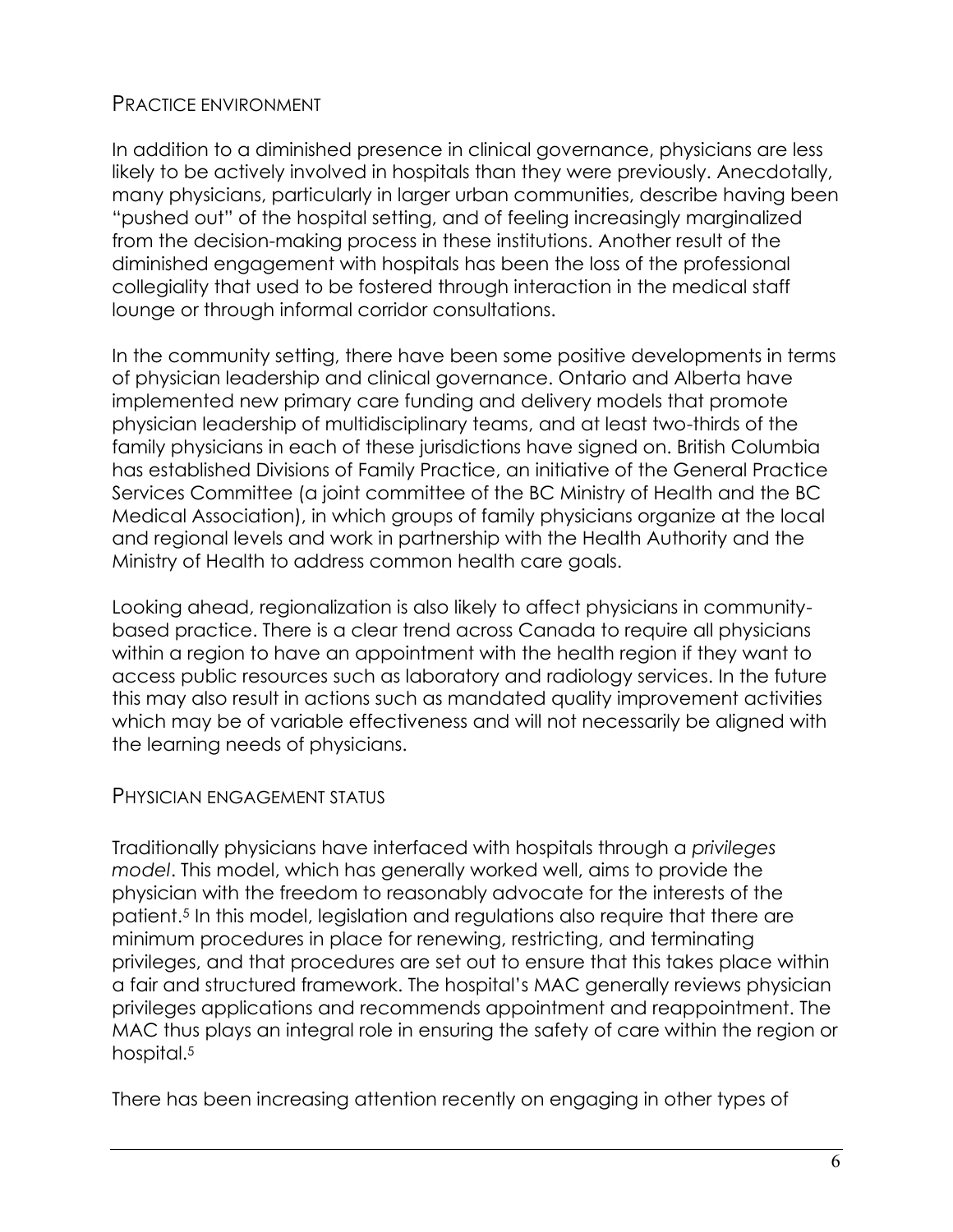## Practice environment

In addition to a diminished presence in clinical governance, physicians are less likely to be actively involved in hospitals than they were previously. Anecdotally, many physicians, particularly in larger urban communities, describe having been "pushed out" of the hospital setting, and of feeling increasingly marginalized from the decision-making process in these institutions. Another result of the diminished engagement with hospitals has been the loss of the professional collegiality that used to be fostered through interaction in the medical staff lounge or through informal corridor consultations.

In the community setting, there have been some positive developments in terms of physician leadership and clinical governance. Ontario and Alberta have implemented new primary care funding and delivery models that promote physician leadership of multidisciplinary teams, and at least two-thirds of the family physicians in each of these jurisdictions have signed on. British Columbia has established Divisions of Family Practice, an initiative of the General Practice Services Committee (a joint committee of the BC Ministry of Health and the BC Medical Association), in which groups of family physicians organize at the local and regional levels and work in partnership with the Health Authority and the Ministry of Health to address common health care goals.

Looking ahead, regionalization is also likely to affect physicians in community-based practice. There is a clear trend across Canada to require all physicians within a region to have an appointment with the health region if they want to access public resources such as laboratory and radiology services. In the future this may also result in actions such as mandated quality improvement activities which may be of variable effectiveness and will not necessarily be aligned with the learning needs of physicians.

## Physician engagement status

Traditionally physicians have interfaced with hospitals through a *privileges model*. This model, which has generally worked well, aims to provide the physician with the freedom to reasonably advocate for the interests of the patient.[5] In this model, legislation and regulations also require that there are minimum procedures in place for renewing, restricting, and terminating privileges, and that procedures are set out to ensure that this takes place within a fair and structured framework. The hospital's MAC generally reviews physician privileges applications and recommends appointment and reappointment. The MAC thus plays an integral role in ensuring the safety of care within the region or hospital.[5]

There has been increasing attention recently on engaging in other types of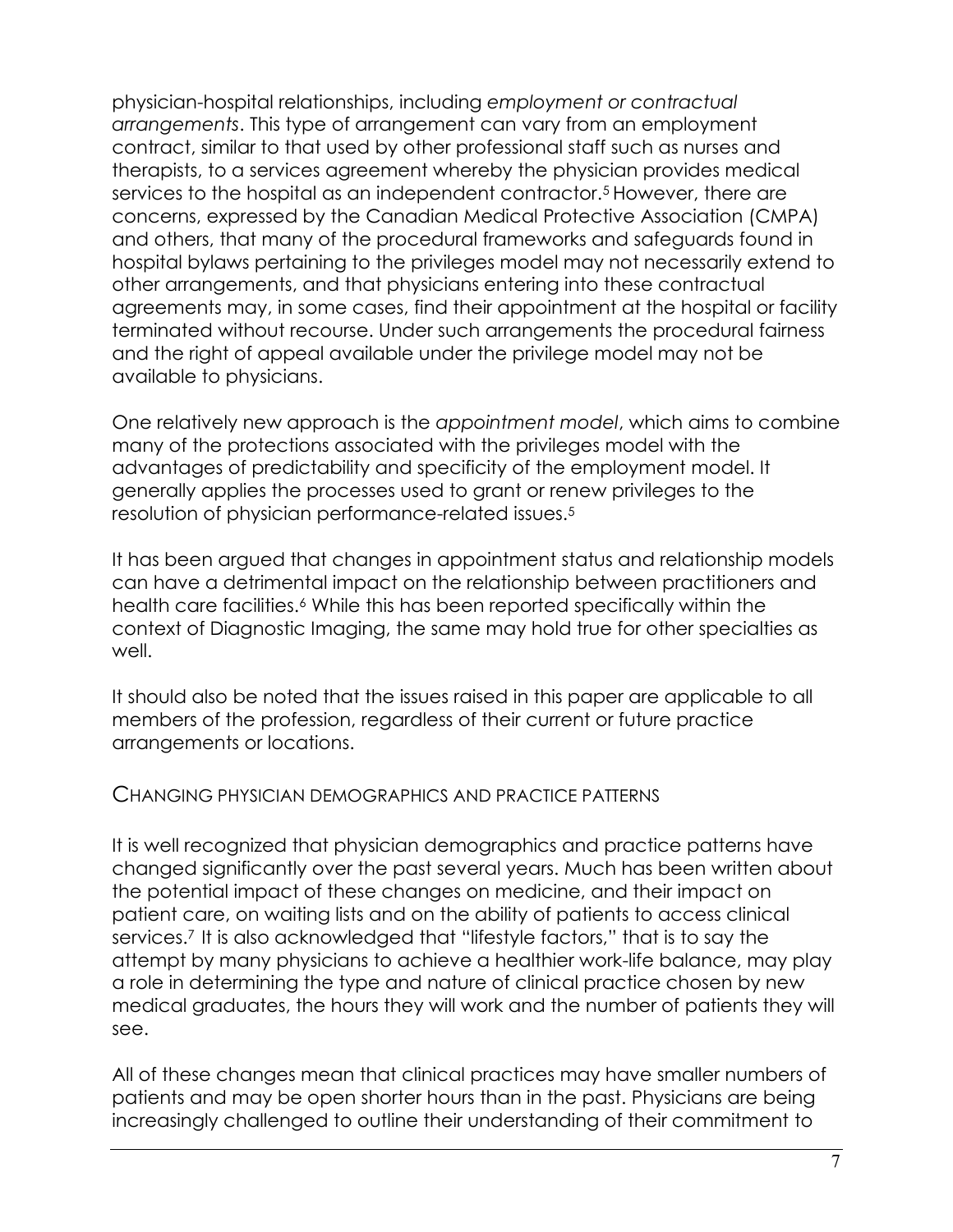physician-hospital relationships, including *employment or contractual arrangements*. This type of arrangement can vary from an employment contract, similar to that used by other professional staff such as nurses and therapists, to a services agreement whereby the physician provides medical services to the hospital as an independent contractor.[5] However, there are concerns, expressed by the Canadian Medical Protective Association (CMPA) and others, that many of the procedural frameworks and safeguards found in hospital bylaws pertaining to the privileges model may not necessarily extend to other arrangements, and that physicians entering into these contractual agreements may, in some cases, find their appointment at the hospital or facility terminated without recourse. Under such arrangements the procedural fairness and the right of appeal available under the privilege model may not be available to physicians.

One relatively new approach is the *appointment model*, which aims to combine many of the protections associated with the privileges model with the advantages of predictability and specificity of the employment model. It generally applies the processes used to grant or renew privileges to the resolution of physician performance-related issues.[5]

It has been argued that changes in appointment status and relationship models can have a detrimental impact on the relationship between practitioners and health care facilities.[6] While this has been reported specifically within the context of Diagnostic Imaging, the same may hold true for other specialties as well.

It should also be noted that the issues raised in this paper are applicable to all members of the profession, regardless of their current or future practice arrangements or locations.

## Changing Physician Demographics and Practice Patterns

It is well recognized that physician demographics and practice patterns have changed significantly over the past several years. Much has been written about the potential impact of these changes on medicine, and their impact on patient care, on waiting lists and on the ability of patients to access clinical services.[7] It is also acknowledged that "lifestyle factors," that is to say the attempt by many physicians to achieve a healthier work-life balance, may play a role in determining the type and nature of clinical practice chosen by new medical graduates, the hours they will work and the number of patients they will see.

All of these changes mean that clinical practices may have smaller numbers of patients and may be open shorter hours than in the past. Physicians are being increasingly challenged to outline their understanding of their commitment to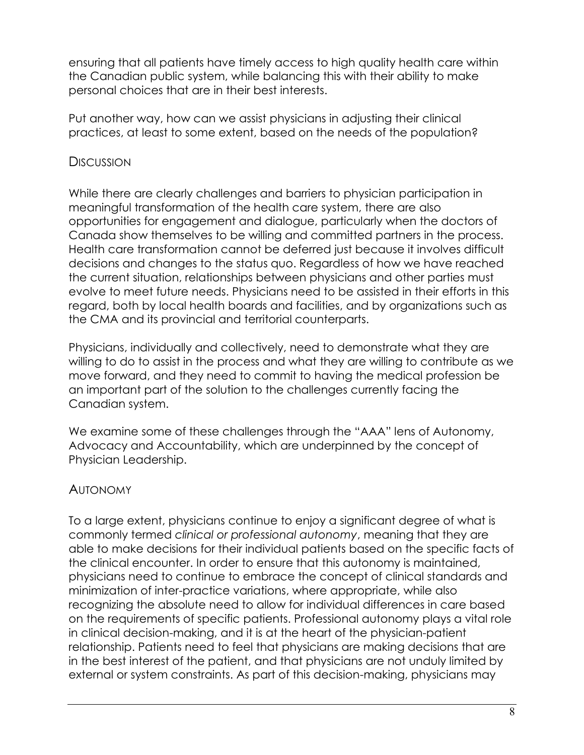ensuring that all patients have timely access to high quality health care within the Canadian public system, while balancing this with their ability to make personal choices that are in their best interests.

Put another way, how can we assist physicians in adjusting their clinical practices, at least to some extent, based on the needs of the population?

## Discussion

While there are clearly challenges and barriers to physician participation in meaningful transformation of the health care system, there are also opportunities for engagement and dialogue, particularly when the doctors of Canada show themselves to be willing and committed partners in the process. Health care transformation cannot be deferred just because it involves difficult decisions and changes to the status quo. Regardless of how we have reached the current situation, relationships between physicians and other parties must evolve to meet future needs. Physicians need to be assisted in their efforts in this regard, both by local health boards and facilities, and by organizations such as the CMA and its provincial and territorial counterparts.

Physicians, individually and collectively, need to demonstrate what they are willing to do to assist in the process and what they are willing to contribute as we move forward, and they need to commit to having the medical profession be an important part of the solution to the challenges currently facing the Canadian system.

We examine some of these challenges through the "AAA" lens of Autonomy, Advocacy and Accountability, which are underpinned by the concept of Physician Leadership.

## Autonomy

To a large extent, physicians continue to enjoy a significant degree of what is commonly termed *clinical or professional autonomy*, meaning that they are able to make decisions for their individual patients based on the specific facts of the clinical encounter. In order to ensure that this autonomy is maintained, physicians need to continue to embrace the concept of clinical standards and minimization of inter-practice variations, where appropriate, while also recognizing the absolute need to allow for individual differences in care based on the requirements of specific patients. Professional autonomy plays a vital role in clinical decision-making, and it is at the heart of the physician-patient relationship. Patients need to feel that physicians are making decisions that are in the best interest of the patient, and that physicians are not unduly limited by external or system constraints. As part of this decision-making, physicians may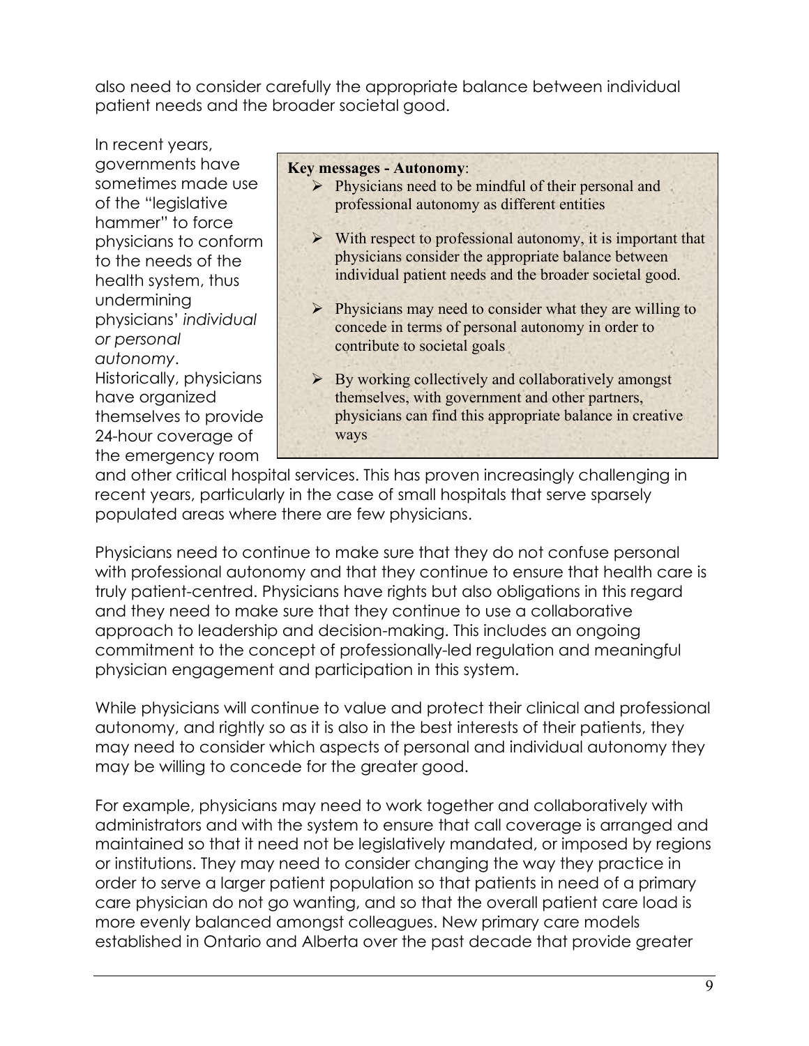also need to consider carefully the appropriate balance between individual patient needs and the broader societal good.

In recent years, governments have sometimes made use of the "legislative hammer" to force physicians to conform to the needs of the health system, thus undermining physicians' *individual or personal autonomy*. Historically, physicians have organized themselves to provide 24-hour coverage of the emergency room and other critical hospital services. This has proven increasingly challenging in recent years, particularly in the case of small hospitals that serve sparsely populated areas where there are few physicians.

> **Key messages - Autonomy**:
> - Physicians need to be mindful of their personal and professional autonomy as different entities
> - With respect to professional autonomy, it is important that physicians consider the appropriate balance between individual patient needs and the broader societal good.
> - Physicians may need to consider what they are willing to concede in terms of personal autonomy in order to contribute to societal goals
> - By working collectively and collaboratively amongst themselves, with government and other partners, physicians can find this appropriate balance in creative ways

Physicians need to continue to make sure that they do not confuse personal with professional autonomy and that they continue to ensure that health care is truly patient-centred. Physicians have rights but also obligations in this regard and they need to make sure that they continue to use a collaborative approach to leadership and decision-making. This includes an ongoing commitment to the concept of professionally-led regulation and meaningful physician engagement and participation in this system.

While physicians will continue to value and protect their clinical and professional autonomy, and rightly so as it is also in the best interests of their patients, they may need to consider which aspects of personal and individual autonomy they may be willing to concede for the greater good.

For example, physicians may need to work together and collaboratively with administrators and with the system to ensure that call coverage is arranged and maintained so that it need not be legislatively mandated, or imposed by regions or institutions. They may need to consider changing the way they practice in order to serve a larger patient population so that patients in need of a primary care physician do not go wanting, and so that the overall patient care load is more evenly balanced amongst colleagues. New primary care models established in Ontario and Alberta over the past decade that provide greater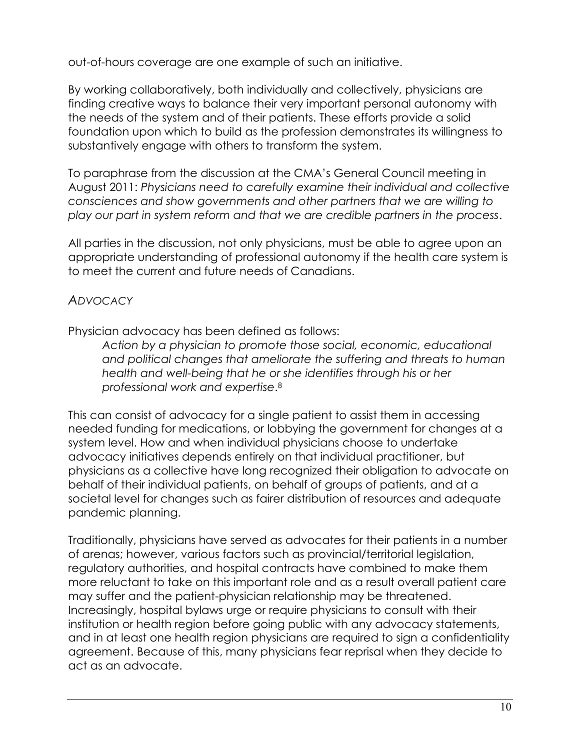out-of-hours coverage are one example of such an initiative.

By working collaboratively, both individually and collectively, physicians are finding creative ways to balance their very important personal autonomy with the needs of the system and of their patients. These efforts provide a solid foundation upon which to build as the profession demonstrates its willingness to substantively engage with others to transform the system.

To paraphrase from the discussion at the CMA's General Council meeting in August 2011: *Physicians need to carefully examine their individual and collective consciences and show governments and other partners that we are willing to play our part in system reform and that we are credible partners in the process*.

All parties in the discussion, not only physicians, must be able to agree upon an appropriate understanding of professional autonomy if the health care system is to meet the current and future needs of Canadians.

### *ADVOCACY*

Physician advocacy has been defined as follows:

> *Action by a physician to promote those social, economic, educational and political changes that ameliorate the suffering and threats to human health and well-being that he or she identifies through his or her professional work and expertise*.[8]

This can consist of advocacy for a single patient to assist them in accessing needed funding for medications, or lobbying the government for changes at a system level. How and when individual physicians choose to undertake advocacy initiatives depends entirely on that individual practitioner, but physicians as a collective have long recognized their obligation to advocate on behalf of their individual patients, on behalf of groups of patients, and at a societal level for changes such as fairer distribution of resources and adequate pandemic planning.

Traditionally, physicians have served as advocates for their patients in a number of arenas; however, various factors such as provincial/territorial legislation, regulatory authorities, and hospital contracts have combined to make them more reluctant to take on this important role and as a result overall patient care may suffer and the patient-physician relationship may be threatened. Increasingly, hospital bylaws urge or require physicians to consult with their institution or health region before going public with any advocacy statements, and in at least one health region physicians are required to sign a confidentiality agreement. Because of this, many physicians fear reprisal when they decide to act as an advocate.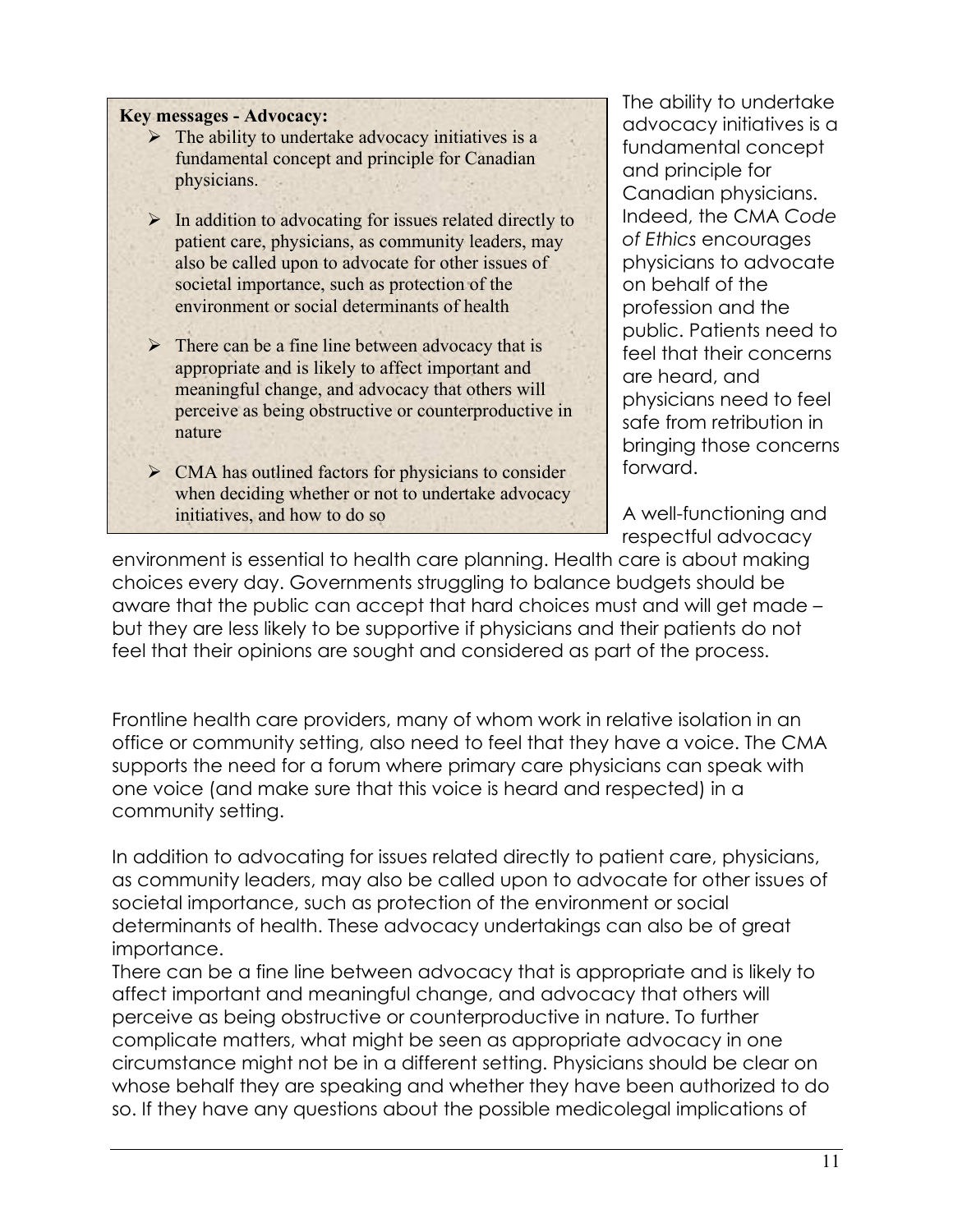**Key messages - Advocacy:**

- The ability to undertake advocacy initiatives is a fundamental concept and principle for Canadian physicians.
- In addition to advocating for issues related directly to patient care, physicians, as community leaders, may also be called upon to advocate for other issues of societal importance, such as protection of the environment or social determinants of health
- There can be a fine line between advocacy that is appropriate and is likely to affect important and meaningful change, and advocacy that others will perceive as being obstructive or counterproductive in nature
- CMA has outlined factors for physicians to consider when deciding whether or not to undertake advocacy initiatives, and how to do so

The ability to undertake advocacy initiatives is a fundamental concept and principle for Canadian physicians. Indeed, the CMA *Code of Ethics* encourages physicians to advocate on behalf of the profession and the public. Patients need to feel that their concerns are heard, and physicians need to feel safe from retribution in bringing those concerns forward.

A well-functioning and respectful advocacy environment is essential to health care planning. Health care is about making choices every day. Governments struggling to balance budgets should be aware that the public can accept that hard choices must and will get made – but they are less likely to be supportive if physicians and their patients do not feel that their opinions are sought and considered as part of the process.

Frontline health care providers, many of whom work in relative isolation in an office or community setting, also need to feel that they have a voice. The CMA supports the need for a forum where primary care physicians can speak with one voice (and make sure that this voice is heard and respected) in a community setting.

In addition to advocating for issues related directly to patient care, physicians, as community leaders, may also be called upon to advocate for other issues of societal importance, such as protection of the environment or social determinants of health. These advocacy undertakings can also be of great importance.

There can be a fine line between advocacy that is appropriate and is likely to affect important and meaningful change, and advocacy that others will perceive as being obstructive or counterproductive in nature. To further complicate matters, what might be seen as appropriate advocacy in one circumstance might not be in a different setting. Physicians should be clear on whose behalf they are speaking and whether they have been authorized to do so. If they have any questions about the possible medicolegal implications of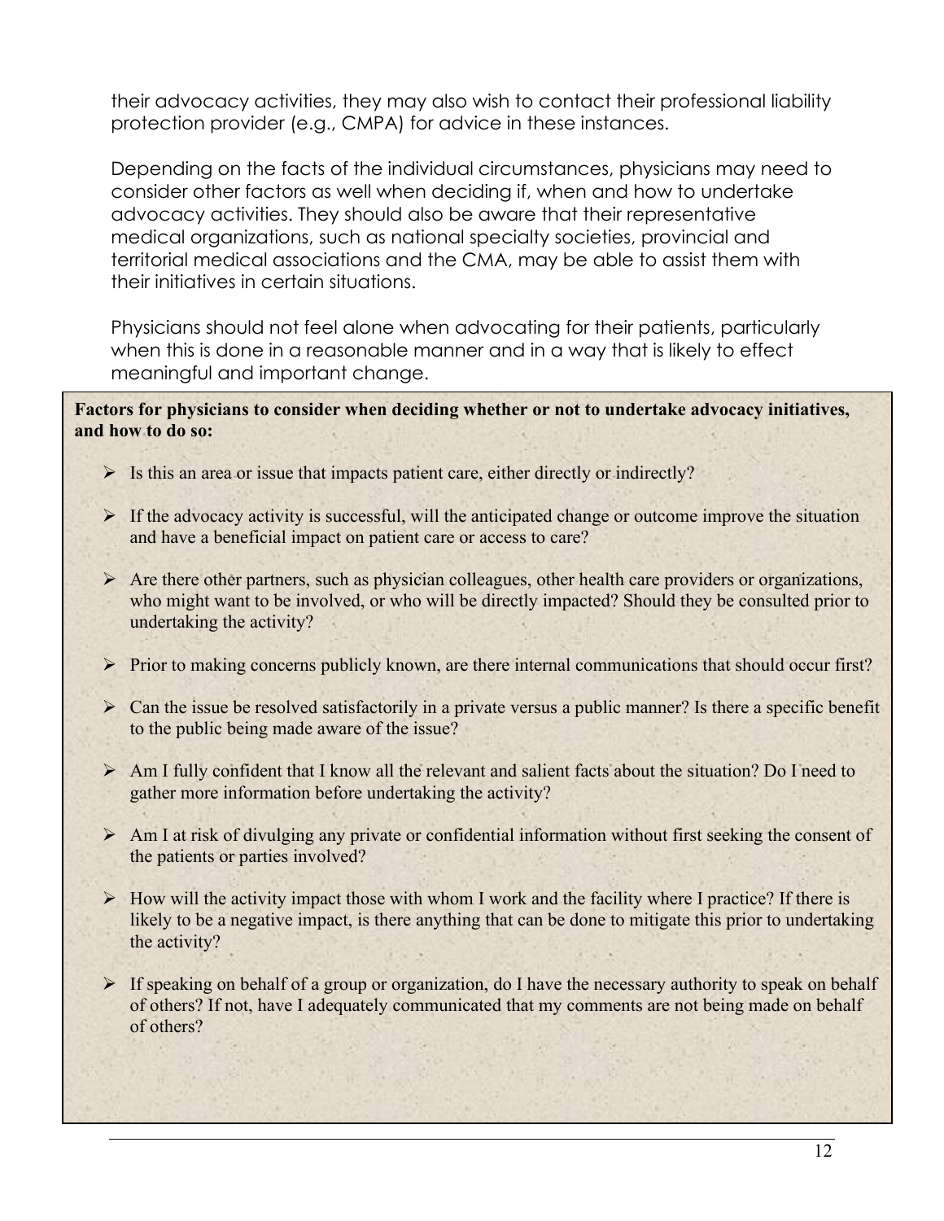their advocacy activities, they may also wish to contact their professional liability protection provider (e.g., CMPA) for advice in these instances.

Depending on the facts of the individual circumstances, physicians may need to consider other factors as well when deciding if, when and how to undertake advocacy activities. They should also be aware that their representative medical organizations, such as national specialty societies, provincial and territorial medical associations and the CMA, may be able to assist them with their initiatives in certain situations.

Physicians should not feel alone when advocating for their patients, particularly when this is done in a reasonable manner and in a way that is likely to effect meaningful and important change.

**Factors for physicians to consider when deciding whether or not to undertake advocacy initiatives, and how to do so:**

- Is this an area or issue that impacts patient care, either directly or indirectly?
- If the advocacy activity is successful, will the anticipated change or outcome improve the situation and have a beneficial impact on patient care or access to care?
- Are there other partners, such as physician colleagues, other health care providers or organizations, who might want to be involved, or who will be directly impacted? Should they be consulted prior to undertaking the activity?
- Prior to making concerns publicly known, are there internal communications that should occur first?
- Can the issue be resolved satisfactorily in a private versus a public manner? Is there a specific benefit to the public being made aware of the issue?
- Am I fully confident that I know all the relevant and salient facts about the situation? Do I need to gather more information before undertaking the activity?
- Am I at risk of divulging any private or confidential information without first seeking the consent of the patients or parties involved?
- How will the activity impact those with whom I work and the facility where I practice? If there is likely to be a negative impact, is there anything that can be done to mitigate this prior to undertaking the activity?
- If speaking on behalf of a group or organization, do I have the necessary authority to speak on behalf of others? If not, have I adequately communicated that my comments are not being made on behalf of others?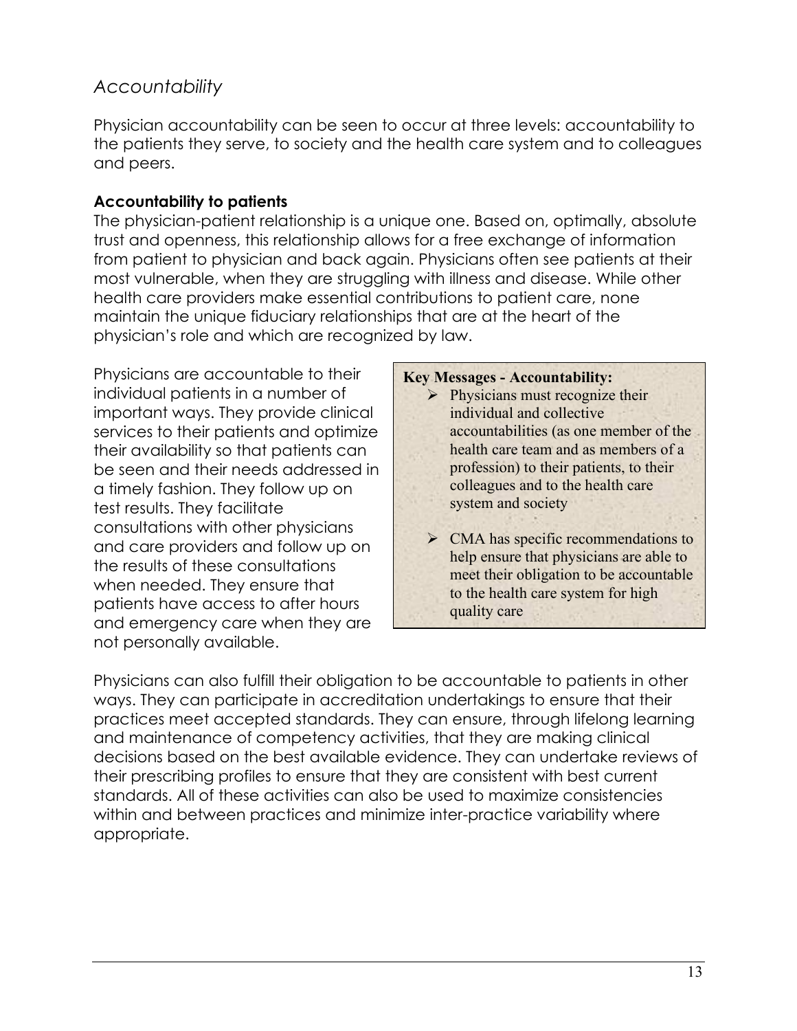## *Accountability*

Physician accountability can be seen to occur at three levels: accountability to the patients they serve, to society and the health care system and to colleagues and peers.

**Accountability to patients**

The physician-patient relationship is a unique one. Based on, optimally, absolute trust and openness, this relationship allows for a free exchange of information from patient to physician and back again. Physicians often see patients at their most vulnerable, when they are struggling with illness and disease. While other health care providers make essential contributions to patient care, none maintain the unique fiduciary relationships that are at the heart of the physician's role and which are recognized by law.

Physicians are accountable to their individual patients in a number of important ways. They provide clinical services to their patients and optimize their availability so that patients can be seen and their needs addressed in a timely fashion. They follow up on test results. They facilitate consultations with other physicians and care providers and follow up on the results of these consultations when needed. They ensure that patients have access to after hours and emergency care when they are not personally available.

> **Key Messages - Accountability:**
>
> - Physicians must recognize their individual and collective accountabilities (as one member of the health care team and as members of a profession) to their patients, to their colleagues and to the health care system and society
> - CMA has specific recommendations to help ensure that physicians are able to meet their obligation to be accountable to the health care system for high quality care

Physicians can also fulfill their obligation to be accountable to patients in other ways. They can participate in accreditation undertakings to ensure that their practices meet accepted standards. They can ensure, through lifelong learning and maintenance of competency activities, that they are making clinical decisions based on the best available evidence. They can undertake reviews of their prescribing profiles to ensure that they are consistent with best current standards. All of these activities can also be used to maximize consistencies within and between practices and minimize inter-practice variability where appropriate.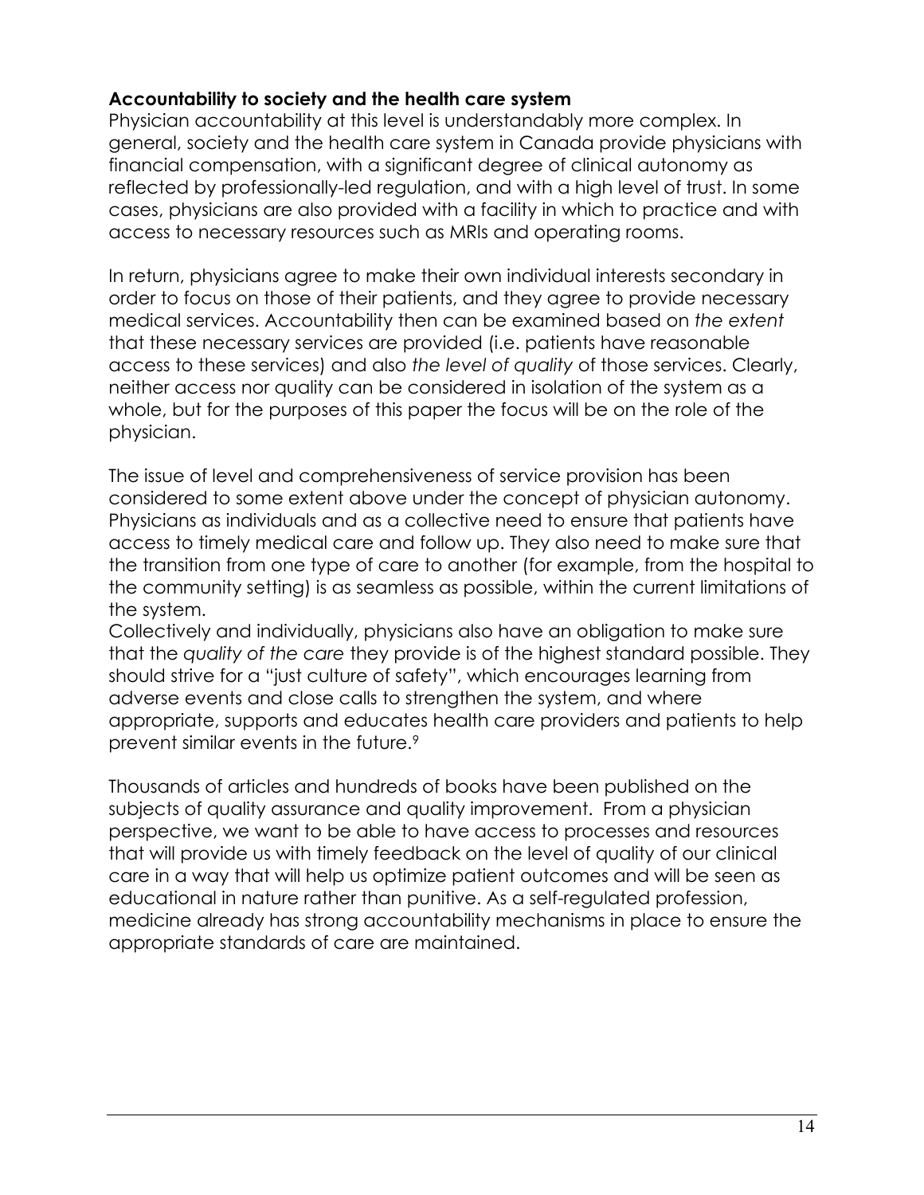**Accountability to society and the health care system**
Physician accountability at this level is understandably more complex. In general, society and the health care system in Canada provide physicians with financial compensation, with a significant degree of clinical autonomy as reflected by professionally-led regulation, and with a high level of trust. In some cases, physicians are also provided with a facility in which to practice and with access to necessary resources such as MRIs and operating rooms.

In return, physicians agree to make their own individual interests secondary in order to focus on those of their patients, and they agree to provide necessary medical services. Accountability then can be examined based on *the extent* that these necessary services are provided (i.e. patients have reasonable access to these services) and also *the level of quality* of those services. Clearly, neither access nor quality can be considered in isolation of the system as a whole, but for the purposes of this paper the focus will be on the role of the physician.

The issue of level and comprehensiveness of service provision has been considered to some extent above under the concept of physician autonomy. Physicians as individuals and as a collective need to ensure that patients have access to timely medical care and follow up. They also need to make sure that the transition from one type of care to another (for example, from the hospital to the community setting) is as seamless as possible, within the current limitations of the system.
Collectively and individually, physicians also have an obligation to make sure that the *quality of the care* they provide is of the highest standard possible. They should strive for a "just culture of safety", which encourages learning from adverse events and close calls to strengthen the system, and where appropriate, supports and educates health care providers and patients to help prevent similar events in the future.[9]

Thousands of articles and hundreds of books have been published on the subjects of quality assurance and quality improvement. From a physician perspective, we want to be able to have access to processes and resources that will provide us with timely feedback on the level of quality of our clinical care in a way that will help us optimize patient outcomes and will be seen as educational in nature rather than punitive. As a self-regulated profession, medicine already has strong accountability mechanisms in place to ensure the appropriate standards of care are maintained.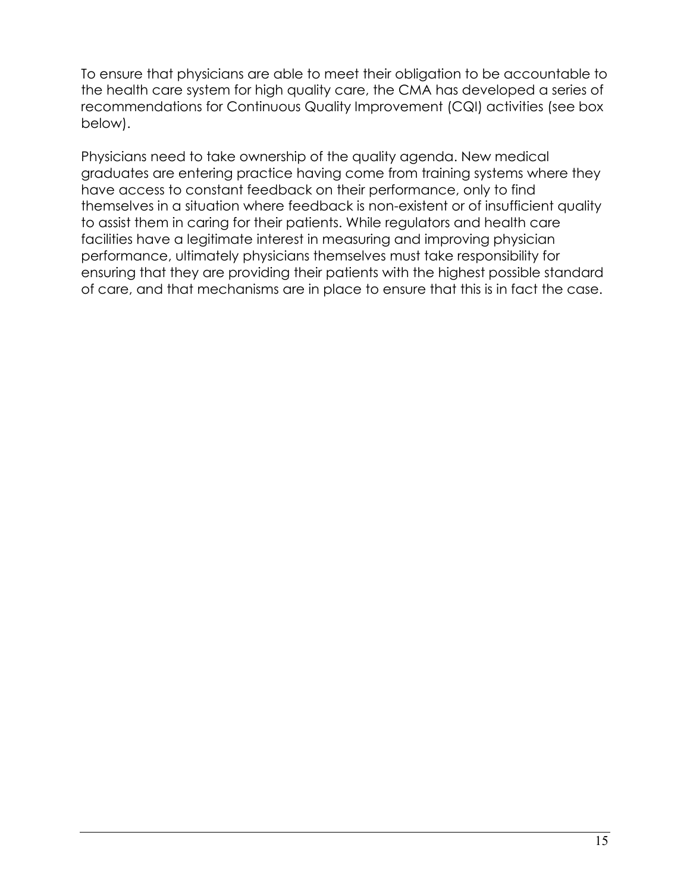To ensure that physicians are able to meet their obligation to be accountable to the health care system for high quality care, the CMA has developed a series of recommendations for Continuous Quality Improvement (CQI) activities (see box below).

Physicians need to take ownership of the quality agenda. New medical graduates are entering practice having come from training systems where they have access to constant feedback on their performance, only to find themselves in a situation where feedback is non-existent or of insufficient quality to assist them in caring for their patients. While regulators and health care facilities have a legitimate interest in measuring and improving physician performance, ultimately physicians themselves must take responsibility for ensuring that they are providing their patients with the highest possible standard of care, and that mechanisms are in place to ensure that this is in fact the case.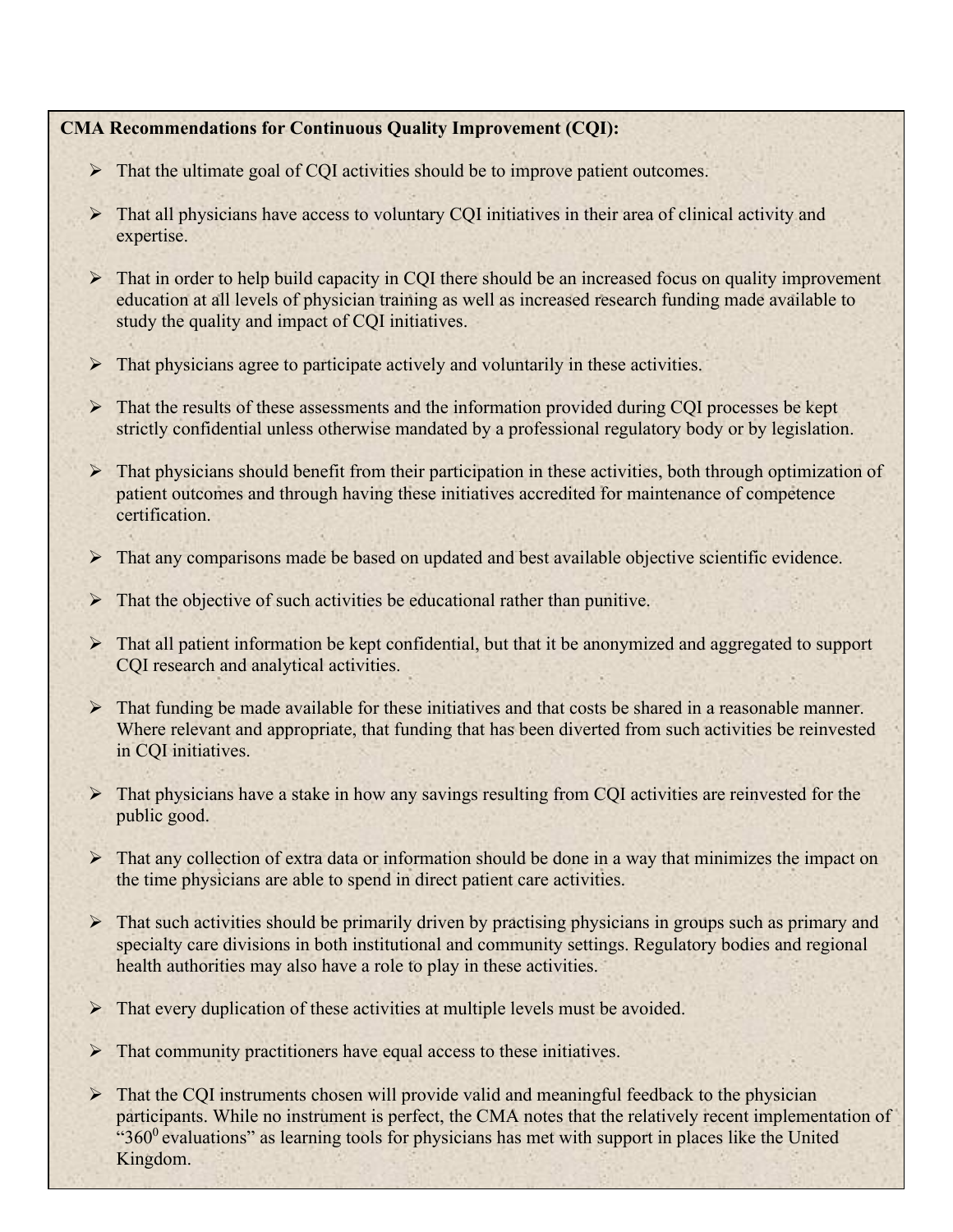**CMA Recommendations for Continuous Quality Improvement (CQI):**

- That the ultimate goal of CQI activities should be to improve patient outcomes.
- That all physicians have access to voluntary CQI initiatives in their area of clinical activity and expertise.
- That in order to help build capacity in CQI there should be an increased focus on quality improvement education at all levels of physician training as well as increased research funding made available to study the quality and impact of CQI initiatives.
- That physicians agree to participate actively and voluntarily in these activities.
- That the results of these assessments and the information provided during CQI processes be kept strictly confidential unless otherwise mandated by a professional regulatory body or by legislation.
- That physicians should benefit from their participation in these activities, both through optimization of patient outcomes and through having these initiatives accredited for maintenance of competence certification.
- That any comparisons made be based on updated and best available objective scientific evidence.
- That the objective of such activities be educational rather than punitive.
- That all patient information be kept confidential, but that it be anonymized and aggregated to support CQI research and analytical activities.
- That funding be made available for these initiatives and that costs be shared in a reasonable manner. Where relevant and appropriate, that funding that has been diverted from such activities be reinvested in CQI initiatives.
- That physicians have a stake in how any savings resulting from CQI activities are reinvested for the public good.
- That any collection of extra data or information should be done in a way that minimizes the impact on the time physicians are able to spend in direct patient care activities.
- That such activities should be primarily driven by practising physicians in groups such as primary and specialty care divisions in both institutional and community settings. Regulatory bodies and regional health authorities may also have a role to play in these activities.
- That every duplication of these activities at multiple levels must be avoided.
- That community practitioners have equal access to these initiatives.
- That the CQI instruments chosen will provide valid and meaningful feedback to the physician participants. While no instrument is perfect, the CMA notes that the relatively recent implementation of "$360^0$ evaluations" as learning tools for physicians has met with support in places like the United Kingdom.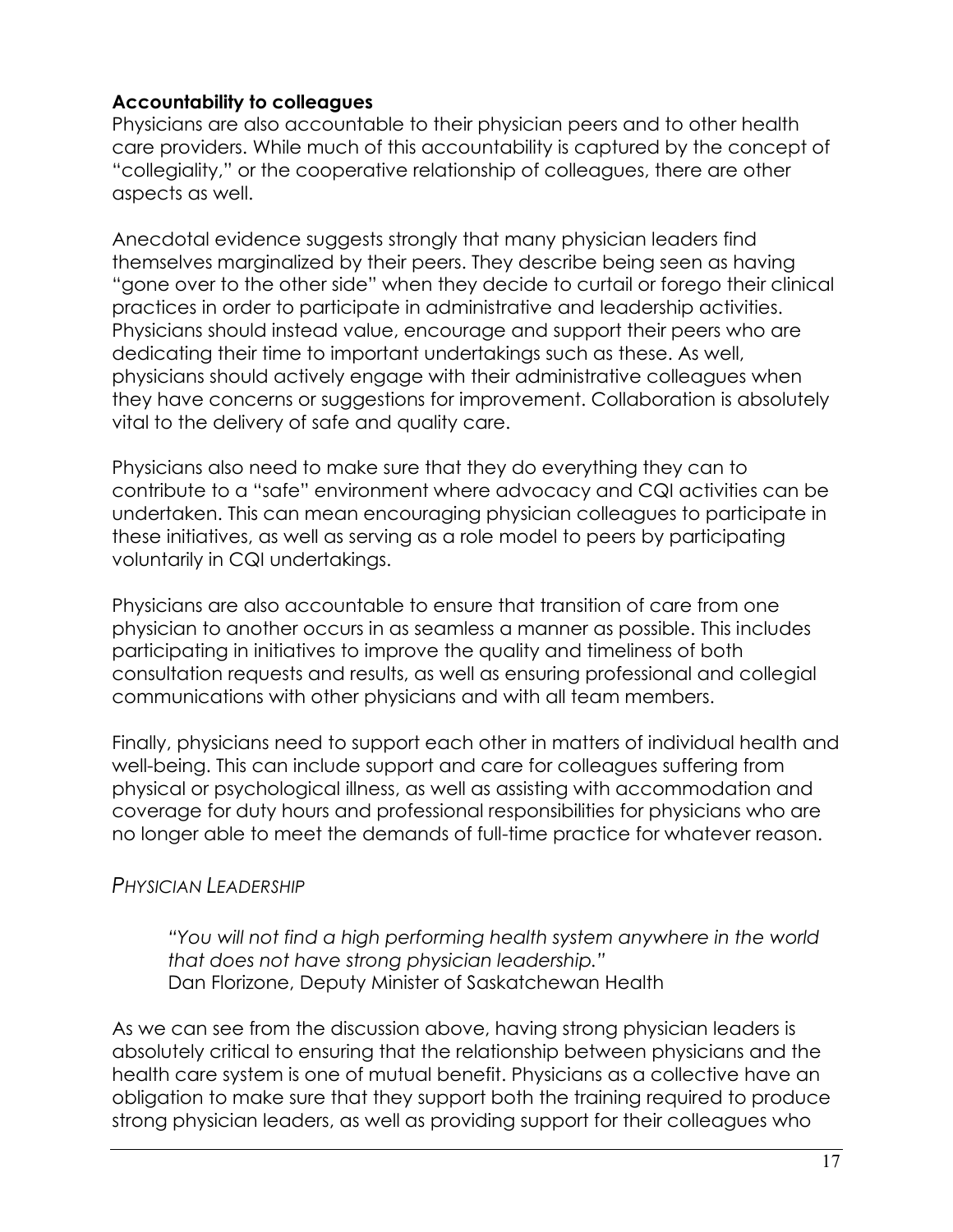**Accountability to colleagues**

Physicians are also accountable to their physician peers and to other health care providers. While much of this accountability is captured by the concept of "collegiality," or the cooperative relationship of colleagues, there are other aspects as well.

Anecdotal evidence suggests strongly that many physician leaders find themselves marginalized by their peers. They describe being seen as having "gone over to the other side" when they decide to curtail or forego their clinical practices in order to participate in administrative and leadership activities. Physicians should instead value, encourage and support their peers who are dedicating their time to important undertakings such as these. As well, physicians should actively engage with their administrative colleagues when they have concerns or suggestions for improvement. Collaboration is absolutely vital to the delivery of safe and quality care.

Physicians also need to make sure that they do everything they can to contribute to a "safe" environment where advocacy and CQI activities can be undertaken. This can mean encouraging physician colleagues to participate in these initiatives, as well as serving as a role model to peers by participating voluntarily in CQI undertakings.

Physicians are also accountable to ensure that transition of care from one physician to another occurs in as seamless a manner as possible. This includes participating in initiatives to improve the quality and timeliness of both consultation requests and results, as well as ensuring professional and collegial communications with other physicians and with all team members.

Finally, physicians need to support each other in matters of individual health and well-being. This can include support and care for colleagues suffering from physical or psychological illness, as well as assisting with accommodation and coverage for duty hours and professional responsibilities for physicians who are no longer able to meet the demands of full-time practice for whatever reason.

## *Physician Leadership*

> *"You will not find a high performing health system anywhere in the world that does not have strong physician leadership."*
> Dan Florizone, Deputy Minister of Saskatchewan Health

As we can see from the discussion above, having strong physician leaders is absolutely critical to ensuring that the relationship between physicians and the health care system is one of mutual benefit. Physicians as a collective have an obligation to make sure that they support both the training required to produce strong physician leaders, as well as providing support for their colleagues who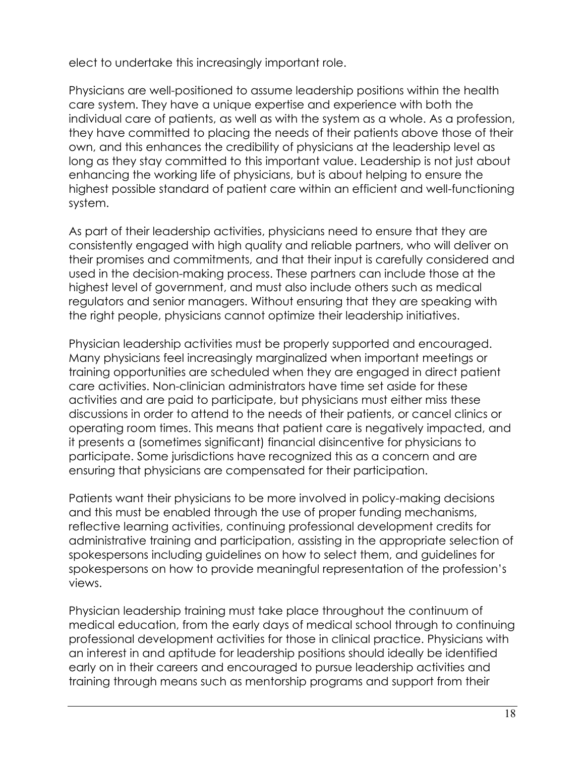elect to undertake this increasingly important role.

Physicians are well-positioned to assume leadership positions within the health care system. They have a unique expertise and experience with both the individual care of patients, as well as with the system as a whole. As a profession, they have committed to placing the needs of their patients above those of their own, and this enhances the credibility of physicians at the leadership level as long as they stay committed to this important value. Leadership is not just about enhancing the working life of physicians, but is about helping to ensure the highest possible standard of patient care within an efficient and well-functioning system.

As part of their leadership activities, physicians need to ensure that they are consistently engaged with high quality and reliable partners, who will deliver on their promises and commitments, and that their input is carefully considered and used in the decision-making process. These partners can include those at the highest level of government, and must also include others such as medical regulators and senior managers. Without ensuring that they are speaking with the right people, physicians cannot optimize their leadership initiatives.

Physician leadership activities must be properly supported and encouraged. Many physicians feel increasingly marginalized when important meetings or training opportunities are scheduled when they are engaged in direct patient care activities. Non-clinician administrators have time set aside for these activities and are paid to participate, but physicians must either miss these discussions in order to attend to the needs of their patients, or cancel clinics or operating room times. This means that patient care is negatively impacted, and it presents a (sometimes significant) financial disincentive for physicians to participate. Some jurisdictions have recognized this as a concern and are ensuring that physicians are compensated for their participation.

Patients want their physicians to be more involved in policy-making decisions and this must be enabled through the use of proper funding mechanisms, reflective learning activities, continuing professional development credits for administrative training and participation, assisting in the appropriate selection of spokespersons including guidelines on how to select them, and guidelines for spokespersons on how to provide meaningful representation of the profession's views.

Physician leadership training must take place throughout the continuum of medical education, from the early days of medical school through to continuing professional development activities for those in clinical practice. Physicians with an interest in and aptitude for leadership positions should ideally be identified early on in their careers and encouraged to pursue leadership activities and training through means such as mentorship programs and support from their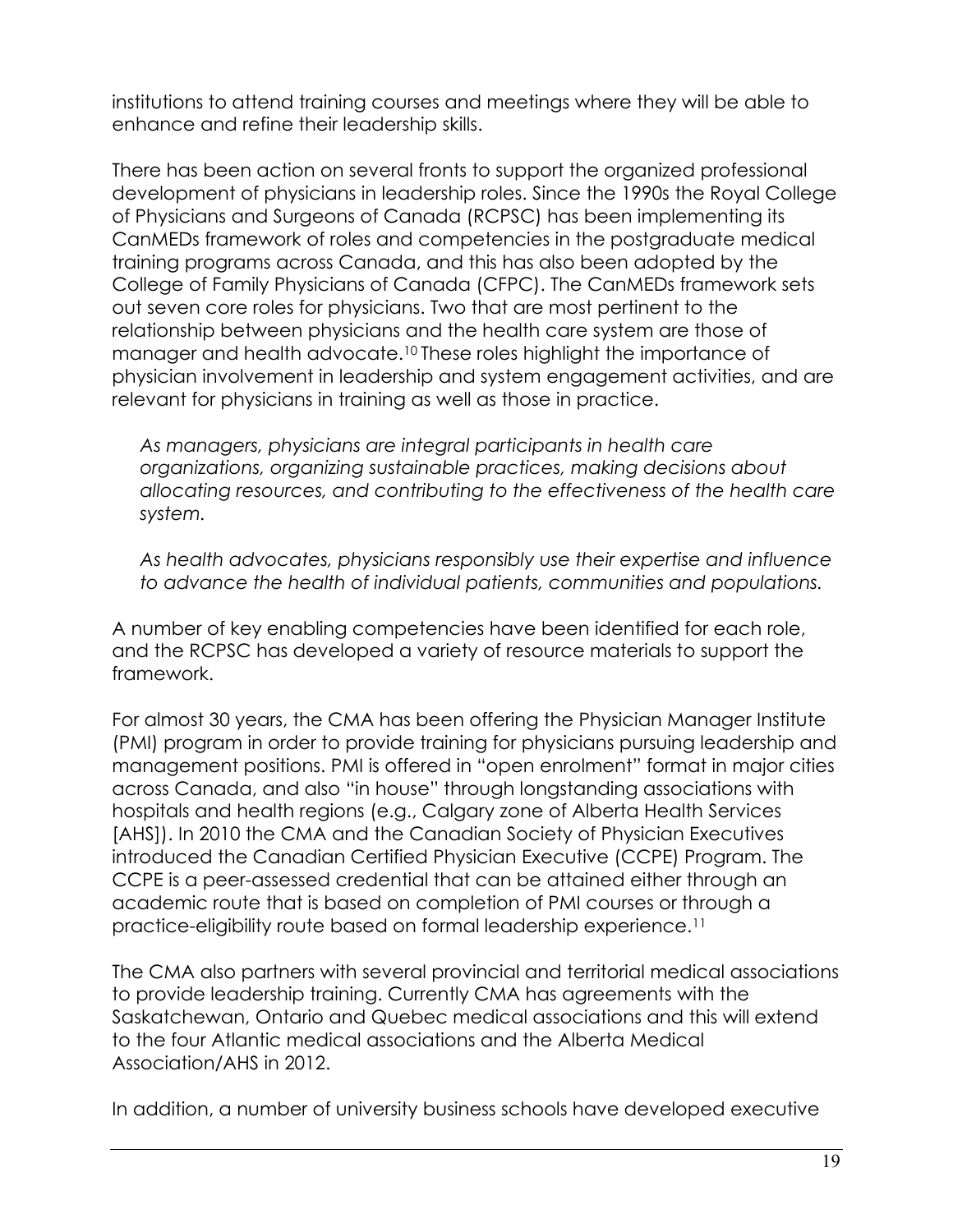institutions to attend training courses and meetings where they will be able to enhance and refine their leadership skills.

There has been action on several fronts to support the organized professional development of physicians in leadership roles. Since the 1990s the Royal College of Physicians and Surgeons of Canada (RCPSC) has been implementing its CanMEDs framework of roles and competencies in the postgraduate medical training programs across Canada, and this has also been adopted by the College of Family Physicians of Canada (CFPC). The CanMEDs framework sets out seven core roles for physicians. Two that are most pertinent to the relationship between physicians and the health care system are those of manager and health advocate.[10] These roles highlight the importance of physician involvement in leadership and system engagement activities, and are relevant for physicians in training as well as those in practice.

> *As managers, physicians are integral participants in health care organizations, organizing sustainable practices, making decisions about allocating resources, and contributing to the effectiveness of the health care system.*
>
> *As health advocates, physicians responsibly use their expertise and influence to advance the health of individual patients, communities and populations.*

A number of key enabling competencies have been identified for each role, and the RCPSC has developed a variety of resource materials to support the framework.

For almost 30 years, the CMA has been offering the Physician Manager Institute (PMI) program in order to provide training for physicians pursuing leadership and management positions. PMI is offered in "open enrolment" format in major cities across Canada, and also "in house" through longstanding associations with hospitals and health regions (e.g., Calgary zone of Alberta Health Services [AHS]). In 2010 the CMA and the Canadian Society of Physician Executives introduced the Canadian Certified Physician Executive (CCPE) Program. The CCPE is a peer-assessed credential that can be attained either through an academic route that is based on completion of PMI courses or through a practice-eligibility route based on formal leadership experience.[11]

The CMA also partners with several provincial and territorial medical associations to provide leadership training. Currently CMA has agreements with the Saskatchewan, Ontario and Quebec medical associations and this will extend to the four Atlantic medical associations and the Alberta Medical Association/AHS in 2012.

In addition, a number of university business schools have developed executive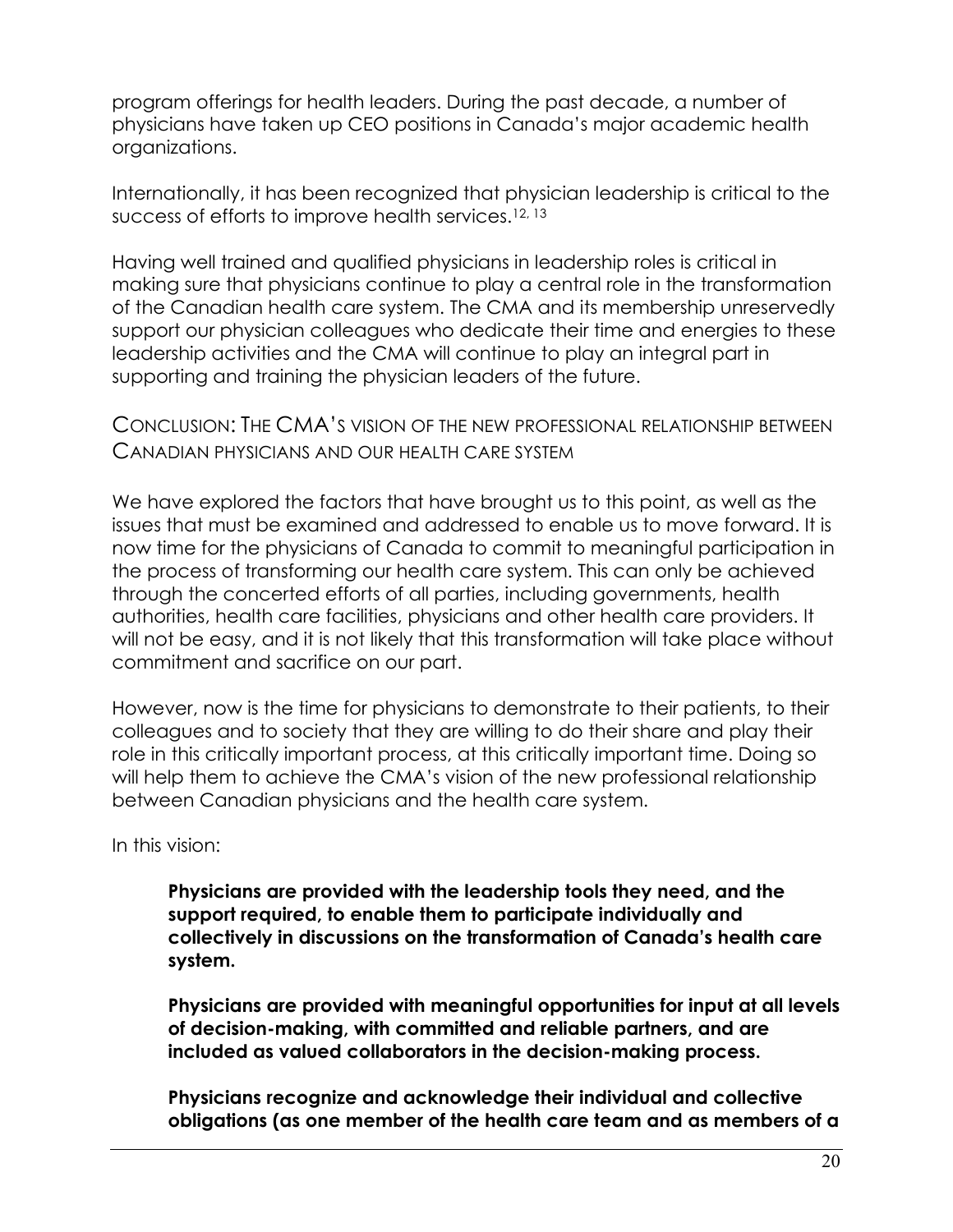program offerings for health leaders. During the past decade, a number of physicians have taken up CEO positions in Canada's major academic health organizations.

Internationally, it has been recognized that physician leadership is critical to the success of efforts to improve health services.[12, 13]

Having well trained and qualified physicians in leadership roles is critical in making sure that physicians continue to play a central role in the transformation of the Canadian health care system. The CMA and its membership unreservedly support our physician colleagues who dedicate their time and energies to these leadership activities and the CMA will continue to play an integral part in supporting and training the physician leaders of the future.

## Conclusion: The CMA's vision of the new professional relationship between Canadian physicians and our health care system

We have explored the factors that have brought us to this point, as well as the issues that must be examined and addressed to enable us to move forward. It is now time for the physicians of Canada to commit to meaningful participation in the process of transforming our health care system. This can only be achieved through the concerted efforts of all parties, including governments, health authorities, health care facilities, physicians and other health care providers. It will not be easy, and it is not likely that this transformation will take place without commitment and sacrifice on our part.

However, now is the time for physicians to demonstrate to their patients, to their colleagues and to society that they are willing to do their share and play their role in this critically important process, at this critically important time. Doing so will help them to achieve the CMA's vision of the new professional relationship between Canadian physicians and the health care system.

In this vision:

> **Physicians are provided with the leadership tools they need, and the support required, to enable them to participate individually and collectively in discussions on the transformation of Canada's health care system.**
>
> **Physicians are provided with meaningful opportunities for input at all levels of decision-making, with committed and reliable partners, and are included as valued collaborators in the decision-making process.**
>
> **Physicians recognize and acknowledge their individual and collective obligations (as one member of the health care team and as members of a**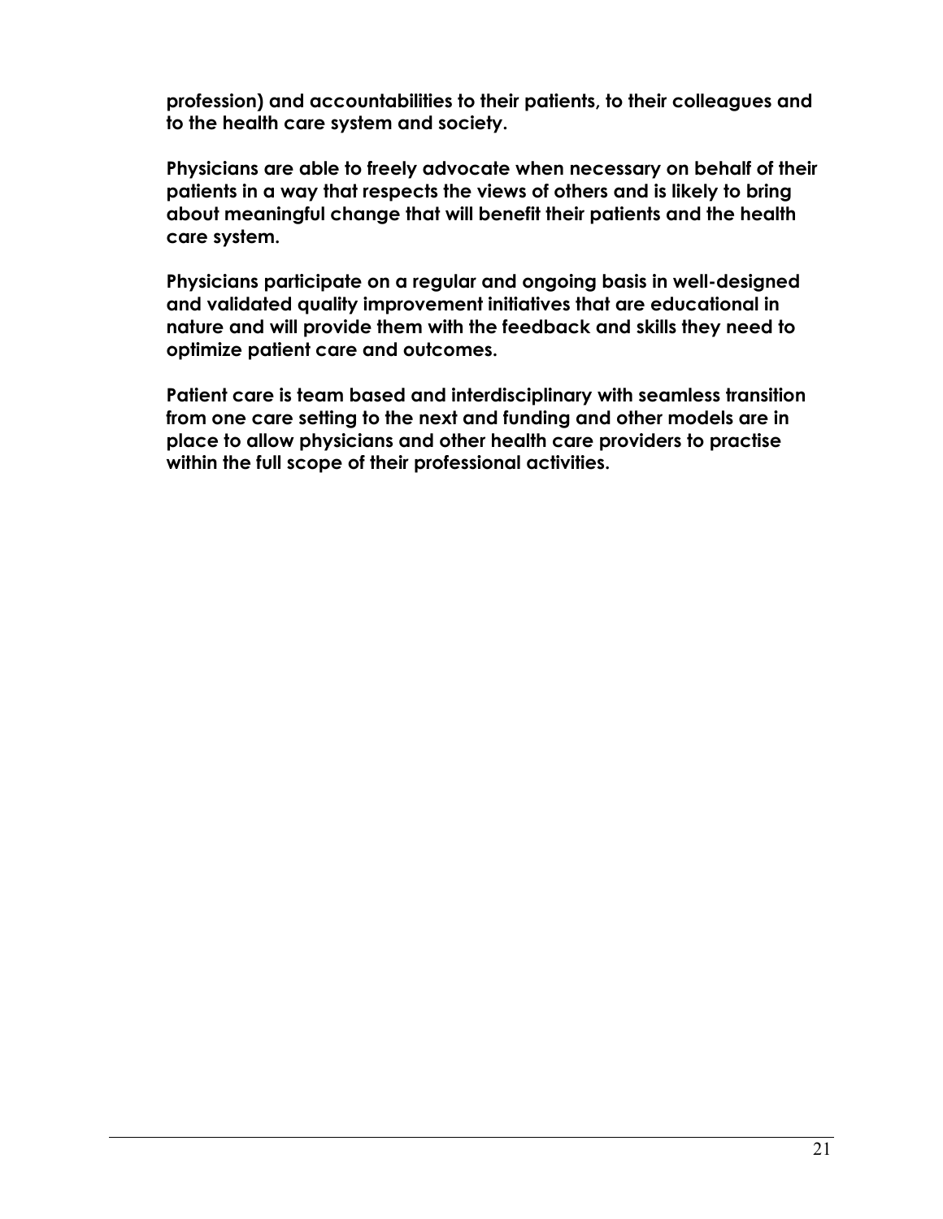**profession) and accountabilities to their patients, to their colleagues and to the health care system and society.**

**Physicians are able to freely advocate when necessary on behalf of their patients in a way that respects the views of others and is likely to bring about meaningful change that will benefit their patients and the health care system.**

**Physicians participate on a regular and ongoing basis in well-designed and validated quality improvement initiatives that are educational in nature and will provide them with the feedback and skills they need to optimize patient care and outcomes.**

**Patient care is team based and interdisciplinary with seamless transition from one care setting to the next and funding and other models are in place to allow physicians and other health care providers to practise within the full scope of their professional activities.**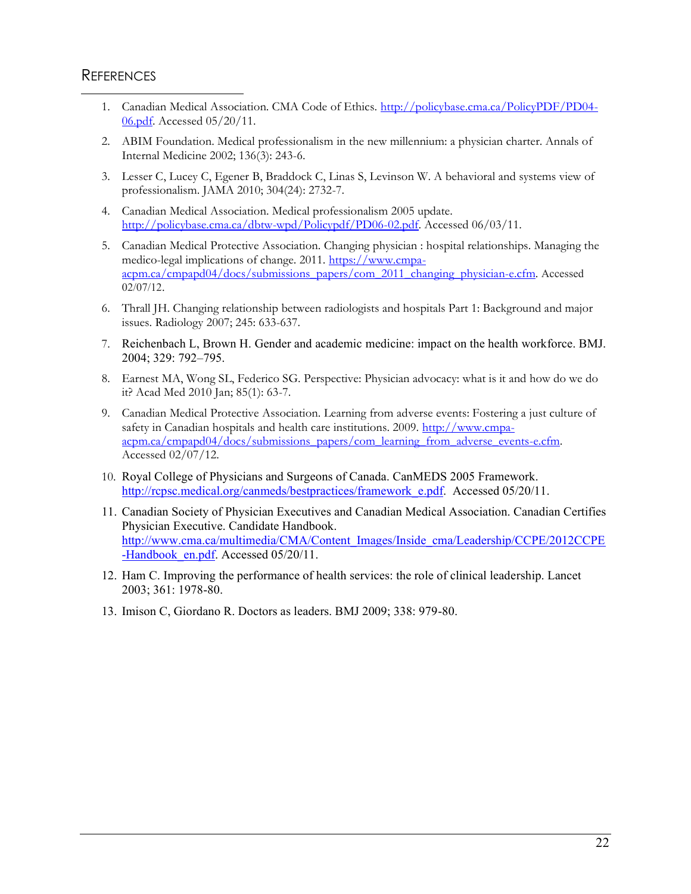## References

1. Canadian Medical Association. CMA Code of Ethics. http://policybase.cma.ca/PolicyPDF/PD04-06.pdf. Accessed 05/20/11.
2. ABIM Foundation. Medical professionalism in the new millennium: a physician charter. Annals of Internal Medicine 2002; 136(3): 243-6.
3. Lesser C, Lucey C, Egener B, Braddock C, Linas S, Levinson W. A behavioral and systems view of professionalism. JAMA 2010; 304(24): 2732-7.
4. Canadian Medical Association. Medical professionalism 2005 update. http://policybase.cma.ca/dbtw-wpd/Policypdf/PD06-02.pdf. Accessed 06/03/11.
5. Canadian Medical Protective Association. Changing physician : hospital relationships. Managing the medico-legal implications of change. 2011. https://www.cmpa-acpm.ca/cmpapd04/docs/submissions_papers/com_2011_changing_physician-e.cfm. Accessed 02/07/12.
6. Thrall JH. Changing relationship between radiologists and hospitals Part 1: Background and major issues. Radiology 2007; 245: 633-637.
7. Reichenbach L, Brown H. Gender and academic medicine: impact on the health workforce. BMJ. 2004; 329: 792–795.
8. Earnest MA, Wong SL, Federico SG. Perspective: Physician advocacy: what is it and how do we do it? Acad Med 2010 Jan; 85(1): 63-7.
9. Canadian Medical Protective Association. Learning from adverse events: Fostering a just culture of safety in Canadian hospitals and health care institutions. 2009. http://www.cmpa-acpm.ca/cmpapd04/docs/submissions_papers/com_learning_from_adverse_events-e.cfm. Accessed 02/07/12.
10. Royal College of Physicians and Surgeons of Canada. CanMEDS 2005 Framework. http://rcpsc.medical.org/canmeds/bestpractices/framework_e.pdf. Accessed 05/20/11.
11. Canadian Society of Physician Executives and Canadian Medical Association. Canadian Certifies Physician Executive. Candidate Handbook. http://www.cma.ca/multimedia/CMA/Content_Images/Inside_cma/Leadership/CCPE/2012CCPE-Handbook_en.pdf. Accessed 05/20/11.
12. Ham C. Improving the performance of health services: the role of clinical leadership. Lancet 2003; 361: 1978-80.
13. Imison C, Giordano R. Doctors as leaders. BMJ 2009; 338: 979-80.